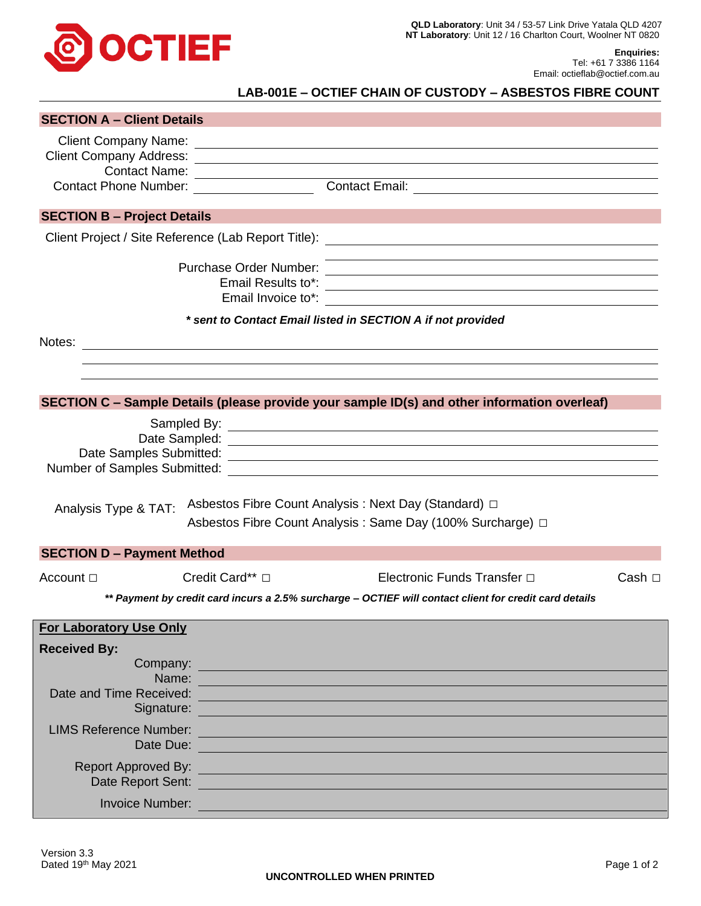**QLD Laboratory**: Unit 34 / 53-57 Link Drive Yatala QLD 4207
**NT Laboratory**: Unit 12 / 16 Charlton Court, Woolner NT 0820

**Enquiries:**
Tel: +61 7 3386 1164
Email: octieflab@octief.com.au

# LAB-001E – OCTIEF CHAIN OF CUSTODY – ASBESTOS FIBRE COUNT

## SECTION A – Client Details

Client Company Name: ______________________________

Client Company Address: ______________________________

Contact Name: ______________________________

Contact Phone Number: ______________ Contact Email: ______________________________

## SECTION B – Project Details

Client Project / Site Reference (Lab Report Title): ______________________________

Purchase Order Number: ______________________________

Email Results to*: ______________________________

Email Invoice to*: ______________________________

***\* sent to Contact Email listed in SECTION A if not provided***

Notes: ______________________________

## SECTION C – Sample Details (please provide your sample ID(s) and other information overleaf)

Sampled By: ______________________________

Date Sampled: ______________________________

Date Samples Submitted: ______________________________

Number of Samples Submitted: ______________________________

Analysis Type & TAT:
- Asbestos Fibre Count Analysis : Next Day (Standard) □
- Asbestos Fibre Count Analysis : Same Day (100% Surcharge) □

## SECTION D – Payment Method

Account □ Credit Card** □ Electronic Funds Transfer □ Cash □

***\*\* Payment by credit card incurs a 2.5% surcharge – OCTIEF will contact client for credit card details***

## For Laboratory Use Only

**Received By:**

Company: ______________________________

Name: ______________________________

Date and Time Received: ______________________________

Signature: ______________________________

LIMS Reference Number: ______________________________

Date Due: ______________________________

Report Approved By: ______________________________

Date Report Sent: ______________________________

Invoice Number: ______________________________

Version 3.3
Dated 19th May 2021

**UNCONTROLLED WHEN PRINTED**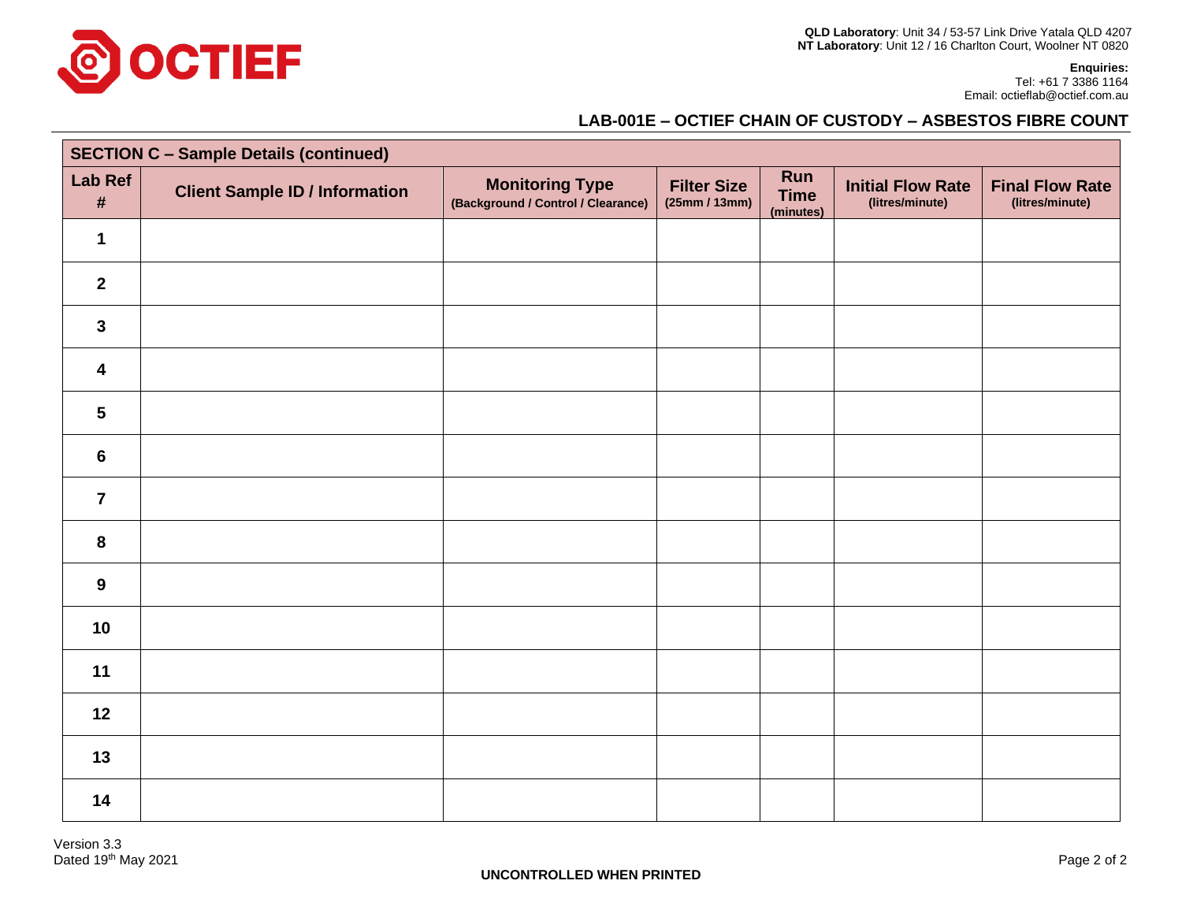**QLD Laboratory**: Unit 34 / 53-57 Link Drive Yatala QLD 4207
**NT Laboratory**: Unit 12 / 16 Charlton Court, Woolner NT 0820

**Enquiries:**
Tel: +61 7 3386 1164
Email: octieflab@octief.com.au

## LAB-001E – OCTIEF CHAIN OF CUSTODY – ASBESTOS FIBRE COUNT

| SECTION C – Sample Details (continued) | | | | | | |
|---|---|---|---|---|---|---|
| **Lab Ref #** | **Client Sample ID / Information** | **Monitoring Type** (Background / Control / Clearance) | **Filter Size** (25mm / 13mm) | **Run Time** (minutes) | **Initial Flow Rate** (litres/minute) | **Final Flow Rate** (litres/minute) |
| **1** | | | | | | |
| **2** | | | | | | |
| **3** | | | | | | |
| **4** | | | | | | |
| **5** | | | | | | |
| **6** | | | | | | |
| **7** | | | | | | |
| **8** | | | | | | |
| **9** | | | | | | |
| **10** | | | | | | |
| **11** | | | | | | |
| **12** | | | | | | |
| **13** | | | | | | |
| **14** | | | | | | |

Version 3.3
Dated 19th May 2021

**UNCONTROLLED WHEN PRINTED**